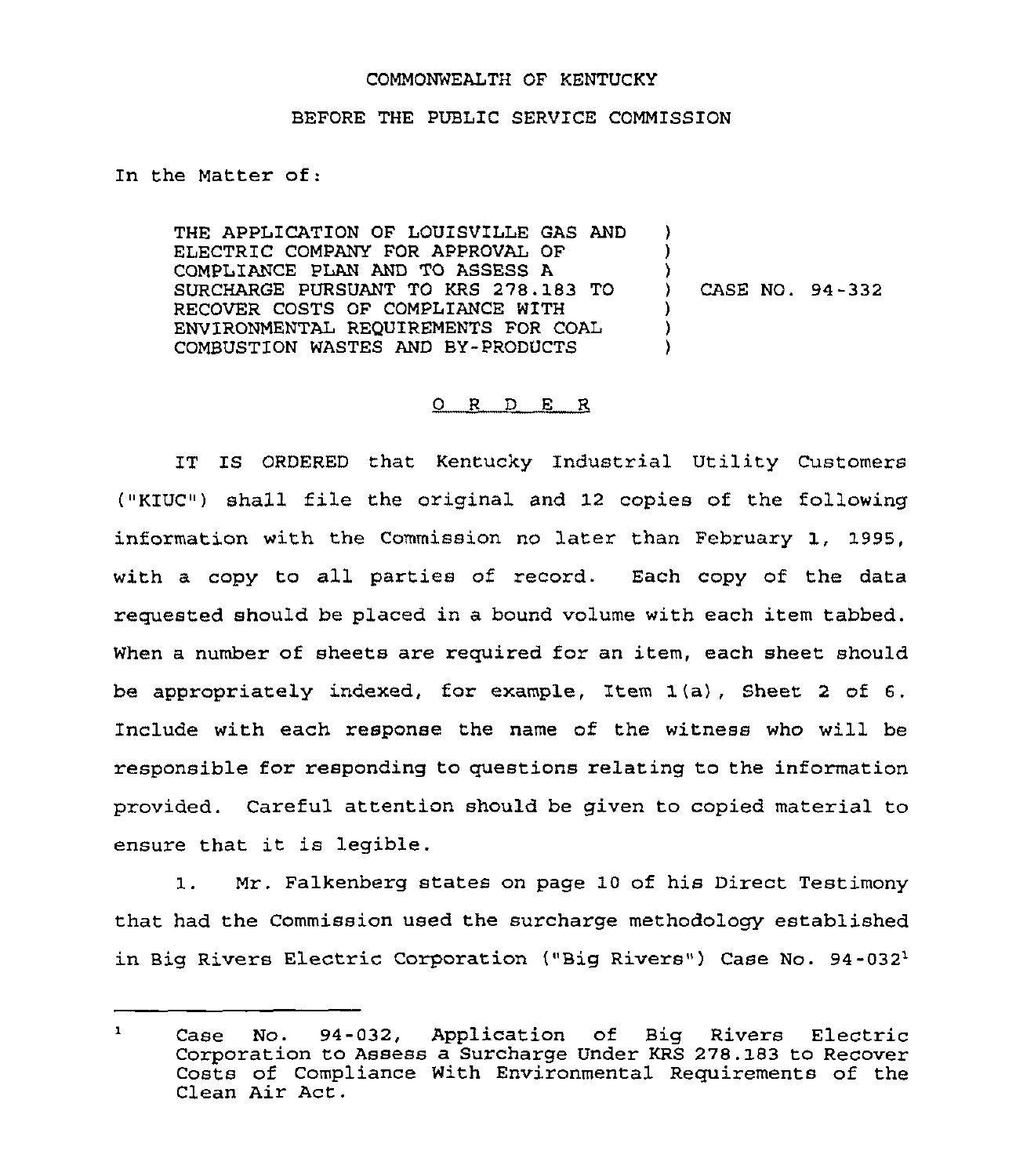COMMONWEALTH OF KENTUCKY

BEFORE THE PUBLIC SERVICE COMMISSION

In the Matter of:

| | | |
|---|---|---|
| THE APPLICATION OF LOUISVILLE GAS AND ELECTRIC COMPANY FOR APPROVAL OF COMPLIANCE PLAN AND TO ASSESS A SURCHARGE PURSUANT TO KRS 278.183 TO RECOVER COSTS OF COMPLIANCE WITH ENVIRONMENTAL REQUIREMENTS FOR COAL COMBUSTION WASTES AND BY-PRODUCTS | ) | CASE NO. 94-332 |

## O R D E R

IT IS ORDERED that Kentucky Industrial Utility Customers ("KIUC") shall file the original and 12 copies of the following information with the Commission no later than February 1, 1995, with a copy to all parties of record. Each copy of the data requested should be placed in a bound volume with each item tabbed. When a number of sheets are required for an item, each sheet should be appropriately indexed, for example, Item 1(a), Sheet 2 of 6. Include with each response the name of the witness who will be responsible for responding to questions relating to the information provided. Careful attention should be given to copied material to ensure that it is legible.

1. Mr. Falkenberg states on page 10 of his Direct Testimony that had the Commission used the surcharge methodology established in Big Rivers Electric Corporation ("Big Rivers") Case No. 94-032[1]

---

[1] Case No. 94-032, Application of Big Rivers Electric Corporation to Assess a Surcharge Under KRS 278.183 to Recover Costs of Compliance With Environmental Requirements of the Clean Air Act.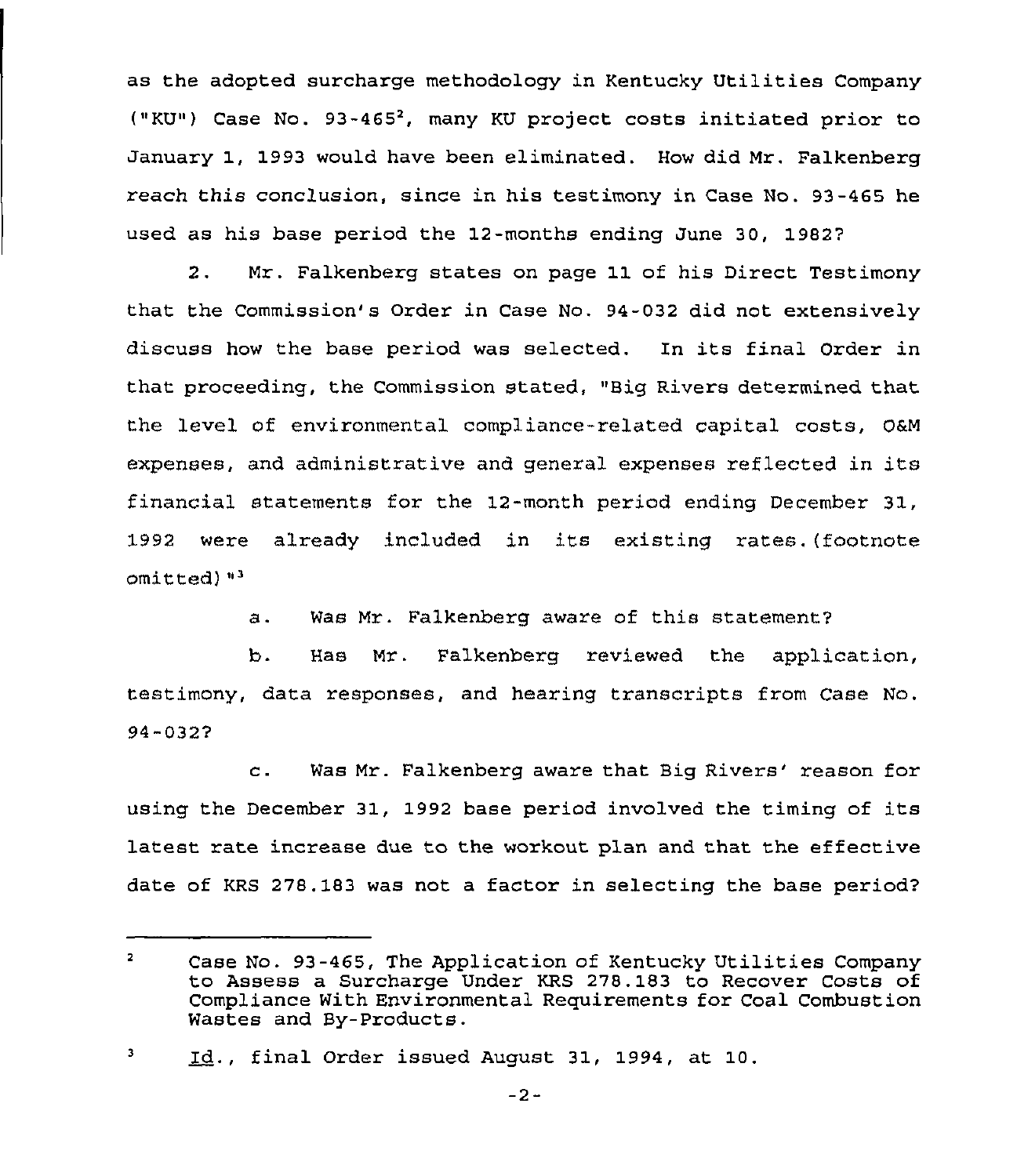as the adopted surcharge methodology in Kentucky Utilities Company ("KU") Case No. 93-465[2], many KU project costs initiated prior to January 1, 1993 would have been eliminated. How did Mr. Falkenberg reach this conclusion, since in his testimony in Case No. 93-465 he used as his base period the 12-months ending June 30, 1982?

2. Mr. Falkenberg states on page 11 of his Direct Testimony that the Commission's Order in Case No. 94-032 did not extensively discuss how the base period was selected. In its final Order in that proceeding, the Commission stated, "Big Rivers determined that the level of environmental compliance-related capital costs, O&M expenses, and administrative and general expenses reflected in its financial statements for the 12-month period ending December 31, 1992 were already included in its existing rates. (footnote omitted)"[3]

a. Was Mr. Falkenberg aware of this statement?

b. Has Mr. Falkenberg reviewed the application, testimony, data responses, and hearing transcripts from Case No. 94-032?

c. Was Mr. Falkenberg aware that Big Rivers' reason for using the December 31, 1992 base period involved the timing of its latest rate increase due to the workout plan and that the effective date of KRS 278.183 was not a factor in selecting the base period?

---

[2] Case No. 93-465, The Application of Kentucky Utilities Company to Assess a Surcharge Under KRS 278.183 to Recover Costs of Compliance With Environmental Requirements for Coal Combustion Wastes and By-Products.

[3] Id., final Order issued August 31, 1994, at 10.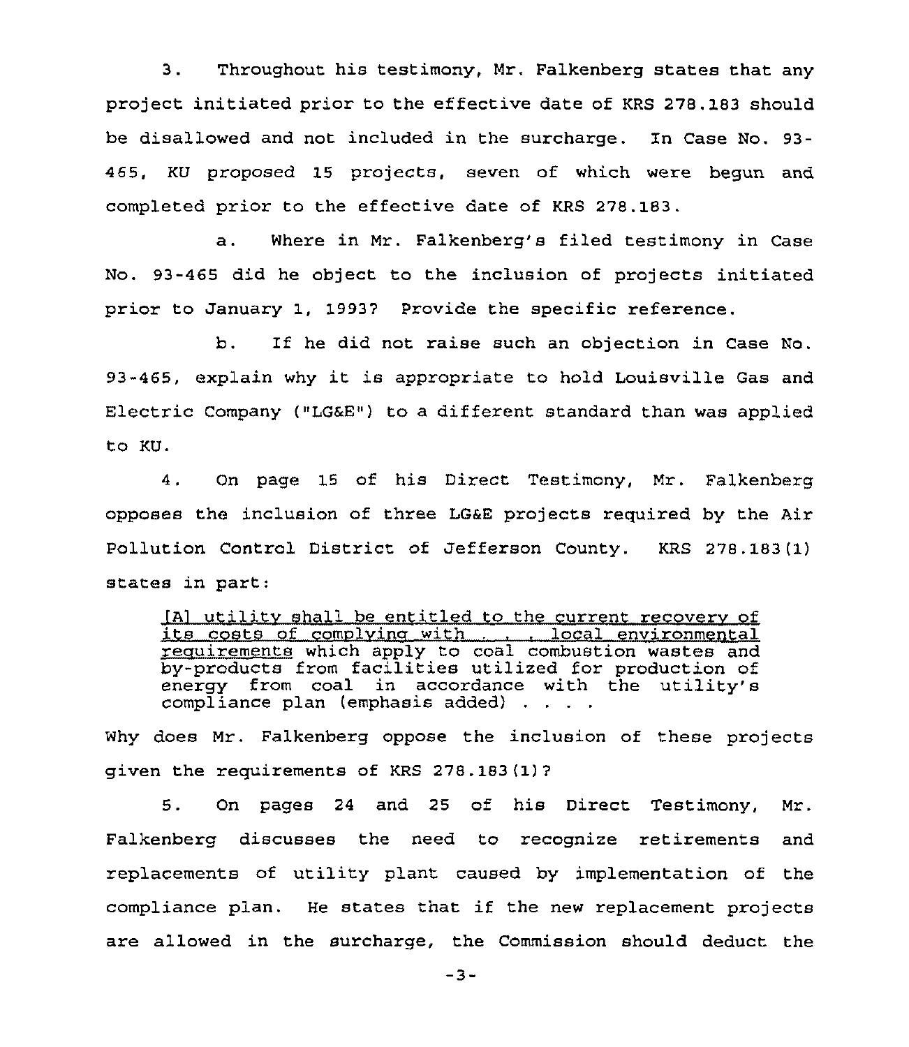3. Throughout his testimony, Mr. Falkenberg states that any project initiated prior to the effective date of KRS 278.183 should be disallowed and not included in the surcharge. In Case No. 93-465, KU proposed 15 projects, seven of which were begun and completed prior to the effective date of KRS 278.183.

a. Where in Mr. Falkenberg's filed testimony in Case No. 93-465 did he object to the inclusion of projects initiated prior to January 1, 1993? Provide the specific reference.

b. If he did not raise such an objection in Case No. 93-465, explain why it is appropriate to hold Louisville Gas and Electric Company ("LG&E") to a different standard than was applied to KU.

4. On page 15 of his Direct Testimony, Mr. Falkenberg opposes the inclusion of three LG&E projects required by the Air Pollution Control District of Jefferson County. KRS 278.183(1) states in part:

> <u>[A] utility shall be entitled to the current recovery of its costs of complying with . . . local environmental requirements</u> which apply to coal combustion wastes and by-products from facilities utilized for production of energy from coal in accordance with the utility's compliance plan (emphasis added) . . . .

Why does Mr. Falkenberg oppose the inclusion of these projects given the requirements of KRS 278.183(1)?

5. On pages 24 and 25 of his Direct Testimony, Mr. Falkenberg discusses the need to recognize retirements and replacements of utility plant caused by implementation of the compliance plan. He states that if the new replacement projects are allowed in the surcharge, the Commission should deduct the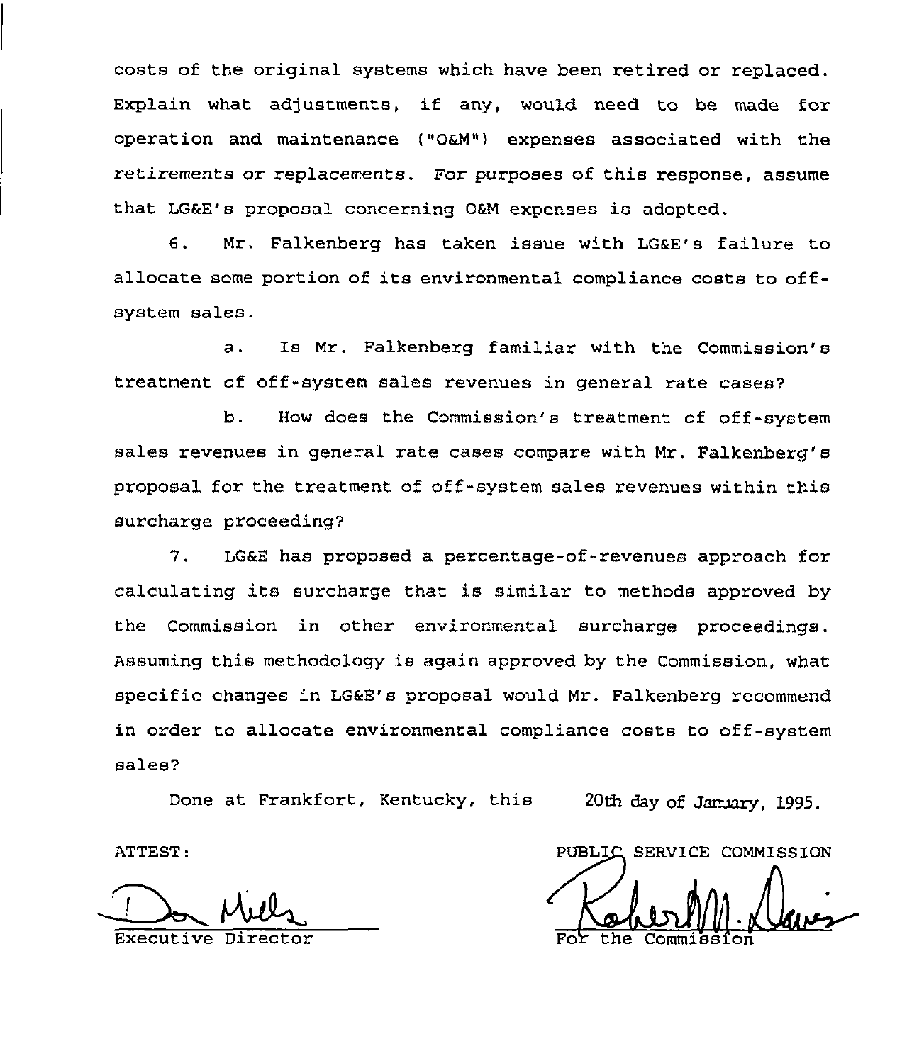costs of the original systems which have been retired or replaced. Explain what adjustments, if any, would need to be made for operation and maintenance ("O&M") expenses associated with the retirements or replacements. For purposes of this response, assume that LG&E's proposal concerning O&M expenses is adopted.

6. Mr. Falkenberg has taken issue with LG&E's failure to allocate some portion of its environmental compliance costs to off-system sales.

a. Is Mr. Falkenberg familiar with the Commission's treatment of off-system sales revenues in general rate cases?

b. How does the Commission's treatment of off-system sales revenues in general rate cases compare with Mr. Falkenberg's proposal for the treatment of off-system sales revenues within this surcharge proceeding?

7. LG&E has proposed a percentage-of-revenues approach for calculating its surcharge that is similar to methods approved by the Commission in other environmental surcharge proceedings. Assuming this methodology is again approved by the Commission, what specific changes in LG&E's proposal would Mr. Falkenberg recommend in order to allocate environmental compliance costs to off-system sales?

Done at Frankfort, Kentucky, this 20th day of January, 1995.

ATTEST:

Don Mills
Executive Director

PUBLIC SERVICE COMMISSION

Robert M. Davis
For the Commission